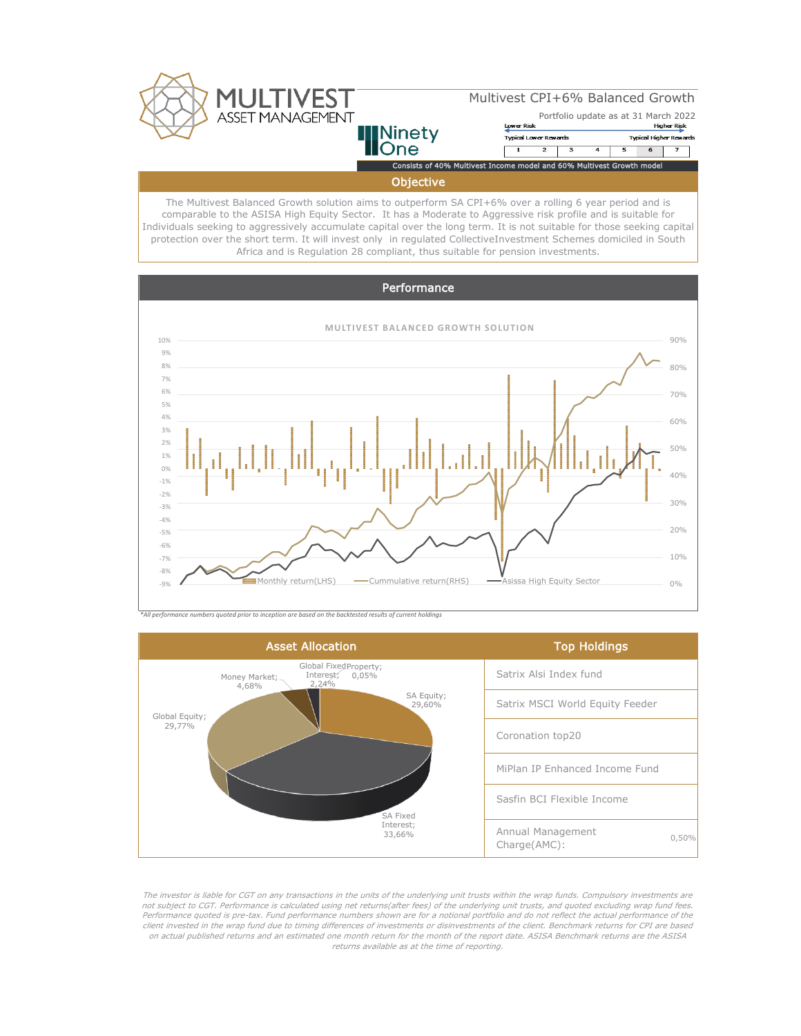# MULTIVEST ASSET MANAGEMENT

Ninety One

## Multivest CPI+6% Balanced Growth

Portfolio update as at 31 March 2022

| Lower Risk | | | | | | Higher Risk |
|---|---|---|---|---|---|---|
| Typical Lower Rewards | | | | | | Typical Higher Rewards |
| 1 | 2 | 3 | 4 | 5 | 6 | 7 |

Consists of 40% Multivest Income model and 60% Multivest Growth model

## Objective

The Multivest Balanced Growth solution aims to outperform SA CPI+6% over a rolling 6 year period and is comparable to the ASISA High Equity Sector. It has a Moderate to Aggressive risk profile and is suitable for Individuals seeking to aggressively accumulate capital over the long term. It is not suitable for those seeking capital protection over the short term. It will invest only in regulated CollectiveInvestment Schemes domiciled in South Africa and is Regulation 28 compliant, thus suitable for pension investments.

## Performance

MULTIVEST BALANCED GROWTH SOLUTION

Monthly return(LHS) | Cummulative return(RHS) | Asissa High Equity Sector

*\*All performance numbers quoted prior to inception are based on the backtested results of current holdings*

## Asset Allocation

| Asset Class | Allocation |
|---|---|
| SA Equity | 29,60% |
| SA Fixed Interest | 33,66% |
| Global Equity | 29,77% |
| Money Market | 4,68% |
| Global Fixed Interest | 2,24% |
| Property | 0,05% |

## Top Holdings

- Satrix Alsi Index fund
- Satrix MSCI World Equity Feeder
- Coronation top20
- MiPlan IP Enhanced Income Fund
- Sasfin BCI Flexible Income

| Annual Management Charge(AMC): | 0,50% |
|---|---|

*The investor is liable for CGT on any transactions in the units of the underlying unit trusts within the wrap funds. Compulsory investments are not subject to CGT. Performance is calculated using net returns(after fees) of the underlying unit trusts, and quoted excluding wrap fund fees. Performance quoted is pre-tax. Fund performance numbers shown are for a notional portfolio and do not reflect the actual performance of the client invested in the wrap fund due to timing differences of investments or disinvestments of the client. Benchmark returns for CPI are based on actual published returns and an estimated one month return for the month of the report date. ASISA Benchmark returns are the ASISA returns available as at the time of reporting.*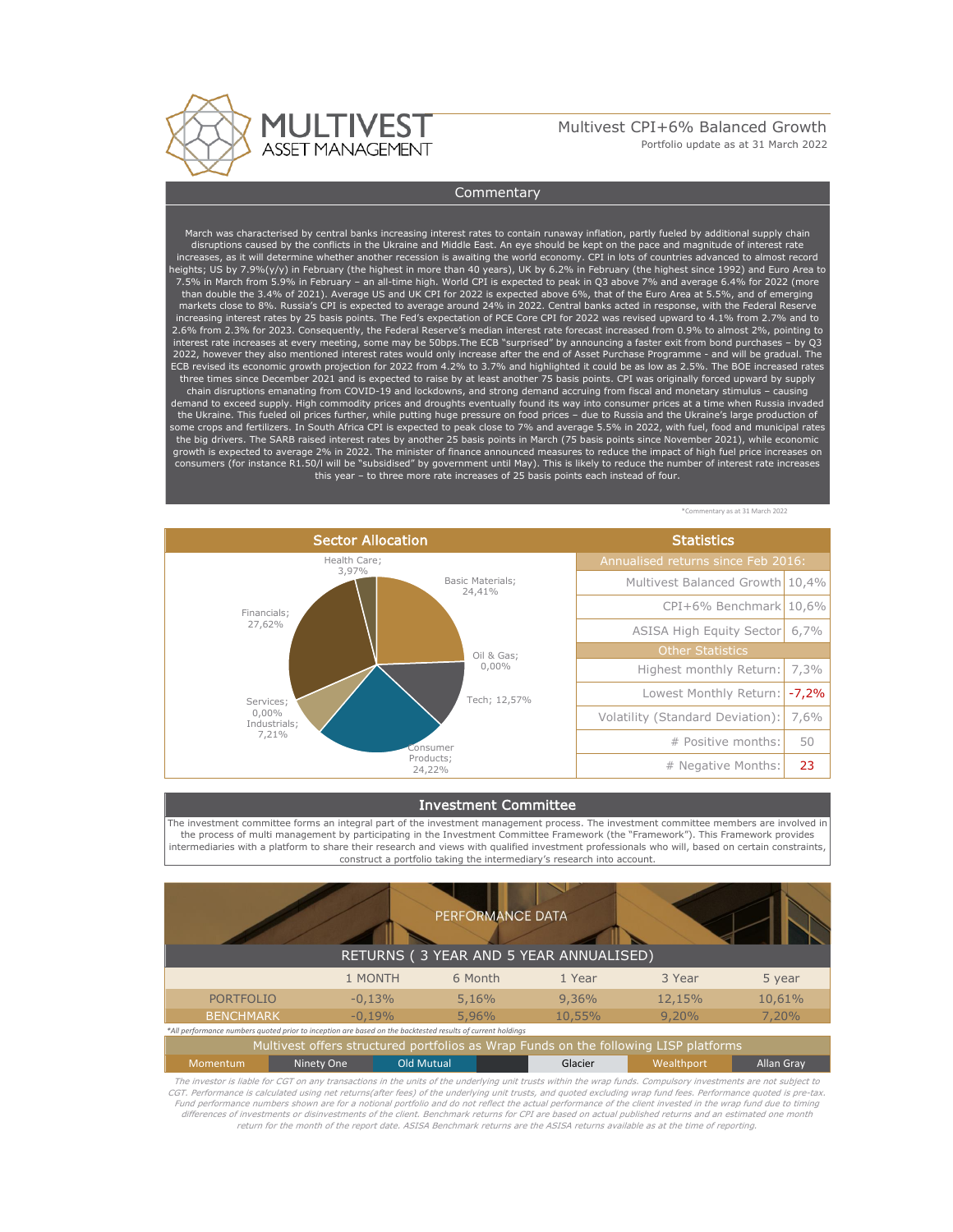# Multivest CPI+6% Balanced Growth

Portfolio update as at 31 March 2022

## Commentary

March was characterised by central banks increasing interest rates to contain runaway inflation, partly fueled by additional supply chain disruptions caused by the conflicts in the Ukraine and Middle East. An eye should be kept on the pace and magnitude of interest rate increases, as it will determine whether another recession is awaiting the world economy. CPI in lots of countries advanced to almost record heights; US by 7.9%(y/y) in February (the highest in more than 40 years), UK by 6.2% in February (the highest since 1992) and Euro Area to 7.5% in March from 5.9% in February – an all-time high. World CPI is expected to peak in Q3 above 7% and average 6.4% for 2022 (more than double the 3.4% of 2021). Average US and UK CPI for 2022 is expected above 6%, that of the Euro Area at 5.5%, and of emerging markets close to 8%. Russia's CPI is expected to average around 24% in 2022. Central banks acted in response, with the Federal Reserve increasing interest rates by 25 basis points. The Fed's expectation of PCE Core CPI for 2022 was revised upward to 4.1% from 2.7% and to 2.6% from 2.3% for 2023. Consequently, the Federal Reserve's median interest rate forecast increased from 0.9% to almost 2%, pointing to interest rate increases at every meeting, some may be 50bps.The ECB "surprised" by announcing a faster exit from bond purchases – by Q3 2022, however they also mentioned interest rates would only increase after the end of Asset Purchase Programme - and will be gradual. The ECB revised its economic growth projection for 2022 from 4.2% to 3.7% and highlighted it could be as low as 2.5%. The BOE increased rates three times since December 2021 and is expected to raise by at least another 75 basis points. CPI was originally forced upward by supply chain disruptions emanating from COVID-19 and lockdowns, and strong demand accruing from fiscal and monetary stimulus – causing demand to exceed supply. High commodity prices and droughts eventually found its way into consumer prices at a time when Russia invaded the Ukraine. This fueled oil prices further, while putting huge pressure on food prices – due to Russia and the Ukraine's large production of some crops and fertilizers. In South Africa CPI is expected to peak close to 7% and average 5.5% in 2022, with fuel, food and municipal rates the big drivers. The SARB raised interest rates by another 25 basis points in March (75 basis points since November 2021), while economic growth is expected to average 2% in 2022. The minister of finance announced measures to reduce the impact of high fuel price increases on consumers (for instance R1.50/l will be "subsidised" by government until May). This is likely to reduce the number of interest rate increases this year – to three more rate increases of 25 basis points each instead of four.

*Commentary as at 31 March 2022

## Sector Allocation

| Sector | Allocation |
|---|---|
| Basic Materials | 24,41% |
| Oil & Gas | 0,00% |
| Tech | 12,57% |
| Consumer Products | 24,22% |
| Industrials | 7,21% |
| Services | 0,00% |
| Financials | 27,62% |
| Health Care | 3,97% |

## Statistics

| Annualised returns since Feb 2016: | |
|---|---|
| Multivest Balanced Growth | 10,4% |
| CPI+6% Benchmark | 10,6% |
| ASISA High Equity Sector | 6,7% |
| **Other Statistics** | |
| Highest monthly Return: | 7,3% |
| Lowest Monthly Return: | -7,2% |
| Volatility (Standard Deviation): | 7,6% |
| # Positive months: | 50 |
| # Negative Months: | 23 |

## Investment Committee

The investment committee forms an integral part of the investment management process. The investment committee members are involved in the process of multi management by participating in the Investment Committee Framework (the "Framework"). This Framework provides intermediaries with a platform to share their research and views with qualified investment professionals who will, based on certain constraints, construct a portfolio taking the intermediary's research into account.

## PERFORMANCE DATA

RETURNS ( 3 YEAR AND 5 YEAR ANNUALISED)

| | 1 MONTH | 6 Month | 1 Year | 3 Year | 5 year |
|---|---|---|---|---|---|
| PORTFOLIO | -0,13% | 5,16% | 9,36% | 12,15% | 10,61% |
| BENCHMARK | -0,19% | 5,96% | 10,55% | 9,20% | 7,20% |

*All performance numbers quoted prior to inception are based on the backtested results of current holdings

Multivest offers structured portfolios as Wrap Funds on the following LISP platforms

| Momentum | Ninety One | Old Mutual | | Glacier | Wealthport | Allan Gray |
|---|---|---|---|---|---|---|

*The investor is liable for CGT on any transactions in the units of the underlying unit trusts within the wrap funds. Compulsory investments are not subject to CGT. Performance is calculated using net returns(after fees) of the underlying unit trusts, and quoted excluding wrap fund fees. Performance quoted is pre-tax. Fund performance numbers shown are for a notional portfolio and do not reflect the actual performance of the client invested in the wrap fund due to timing differences of investments or disinvestments of the client. Benchmark returns for CPI are based on actual published returns and an estimated one month return for the month of the report date. ASISA Benchmark returns are the ASISA returns available as at the time of reporting.*